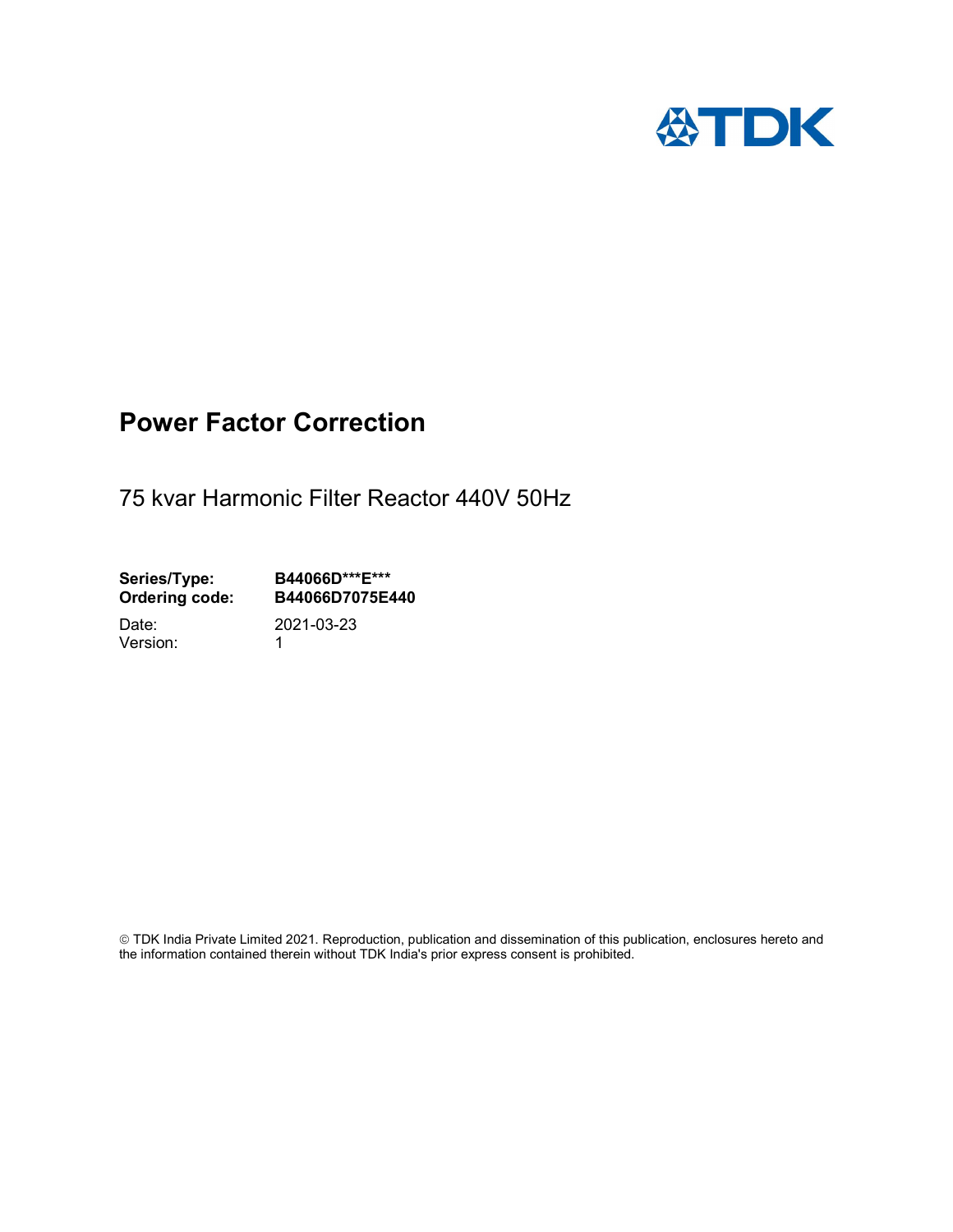# Power Factor Correction

75 kvar Harmonic Filter Reactor 440V 50Hz

| | |
|---|---|
| **Series/Type:** | **B44066D\*\*\*E\*\*\*** |
| **Ordering code:** | **B44066D7075E440** |
| Date: | 2021-03-23 |
| Version: | 1 |

© TDK India Private Limited 2021. Reproduction, publication and dissemination of this publication, enclosures hereto and the information contained therein without TDK India's prior express consent is prohibited.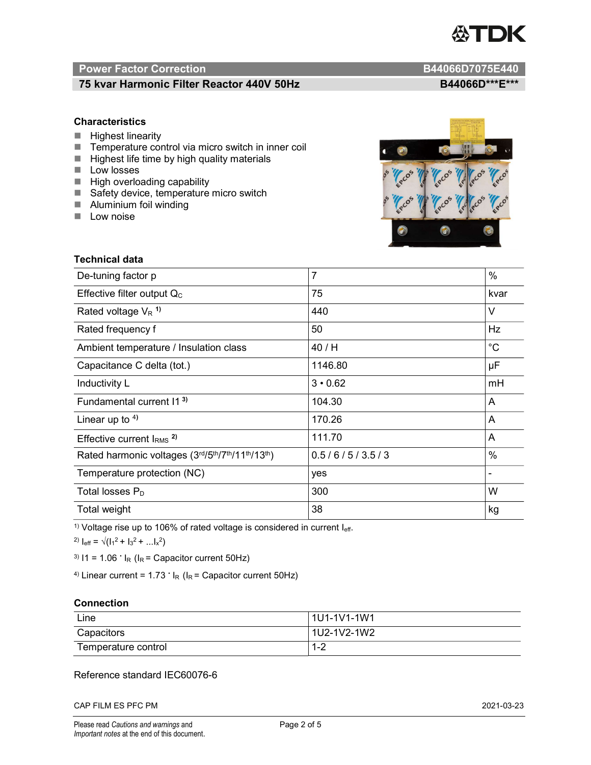## Power Factor Correction — B44066D7075E440

## 75 kvar Harmonic Filter Reactor 440V 50Hz — B44066D***E***

### Characteristics

- Highest linearity
- Temperature control via micro switch in inner coil
- Highest life time by high quality materials
- Low losses
- High overloading capability
- Safety device, temperature micro switch
- Aluminium foil winding
- Low noise

### Technical data

| | | |
|---|---|---|
| De-tuning factor p | 7 | % |
| Effective filter output $Q_C$ | 75 | kvar |
| Rated voltage $V_R$ [1)] | 440 | V |
| Rated frequency f | 50 | Hz |
| Ambient temperature / Insulation class | 40 / H | °C |
| Capacitance C delta (tot.) | 1146.80 | µF |
| Inductivity L | 3 • 0.62 | mH |
| Fundamental current I1 [3)] | 104.30 | A |
| Linear up to [4)] | 170.26 | A |
| Effective current $I_{RMS}$ [2)] | 111.70 | A |
| Rated harmonic voltages (3rd/5th/7th/11th/13th) | 0.5 / 6 / 5 / 3.5 / 3 | % |
| Temperature protection (NC) | yes | - |
| Total losses $P_D$ | 300 | W |
| Total weight | 38 | kg |

[1)] Voltage rise up to 106% of rated voltage is considered in current $I_{eff}$.

[2)] $I_{eff} = \sqrt{(I_1^2 + I_3^2 + ...I_x^2)}$

[3)] $I1 = 1.06 \cdot I_R$ ($I_R$ = Capacitor current 50Hz)

[4)] Linear current = $1.73 \cdot I_R$ ($I_R$ = Capacitor current 50Hz)

### Connection

| | |
|---|---|
| Line | 1U1-1V1-1W1 |
| Capacitors | 1U2-1V2-1W2 |
| Temperature control | 1-2 |

Reference standard IEC60076-6

CAP FILM ES PFC PM — 2021-03-23

Please read *Cautions and warnings* and *Important notes* at the end of this document.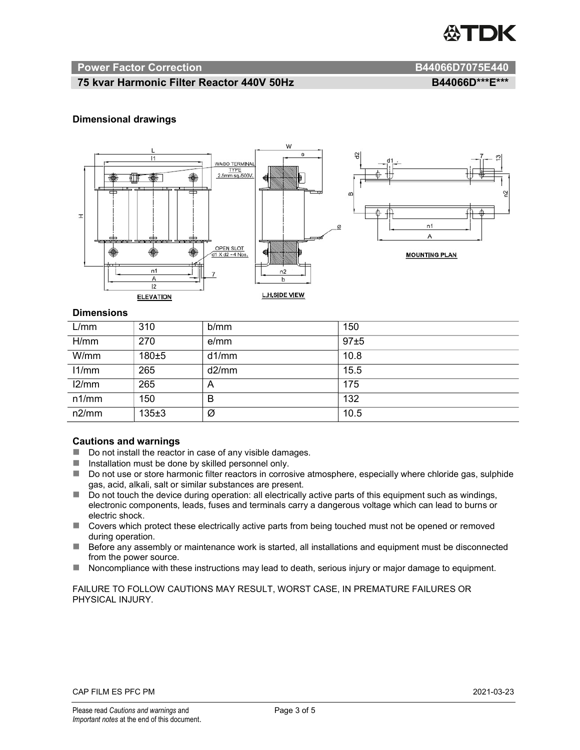## Power Factor Correction B44066D7075E440

### 75 kvar Harmonic Filter Reactor 440V 50Hz B44066D\*\*\*E\*\*\*

### Dimensional drawings

L
l1
WAGO TERMINAL TYPE 2.5mm sq./500V.
H
OPEN SLOT d1 X d2 - 4 Nos.
n1
A
l2
7
ELEVATION

W
e
Ø
n2
b
L.H.SIDE VIEW

d2
d1
7
13
B
n2
n1
A
MOUNTING PLAN

### Dimensions

| | | | |
|---|---|---|---|
| L/mm | 310 | b/mm | 150 |
| H/mm | 270 | e/mm | 97±5 |
| W/mm | 180±5 | d1/mm | 10.8 |
| l1/mm | 265 | d2/mm | 15.5 |
| l2/mm | 265 | A | 175 |
| n1/mm | 150 | B | 132 |
| n2/mm | 135±3 | Ø | 10.5 |

### Cautions and warnings

- Do not install the reactor in case of any visible damages.
- Installation must be done by skilled personnel only.
- Do not use or store harmonic filter reactors in corrosive atmosphere, especially where chloride gas, sulphide gas, acid, alkali, salt or similar substances are present.
- Do not touch the device during operation: all electrically active parts of this equipment such as windings, electronic components, leads, fuses and terminals carry a dangerous voltage which can lead to burns or electric shock.
- Covers which protect these electrically active parts from being touched must not be opened or removed during operation.
- Before any assembly or maintenance work is started, all installations and equipment must be disconnected from the power source.
- Noncompliance with these instructions may lead to death, serious injury or major damage to equipment.

FAILURE TO FOLLOW CAUTIONS MAY RESULT, WORST CASE, IN PREMATURE FAILURES OR PHYSICAL INJURY.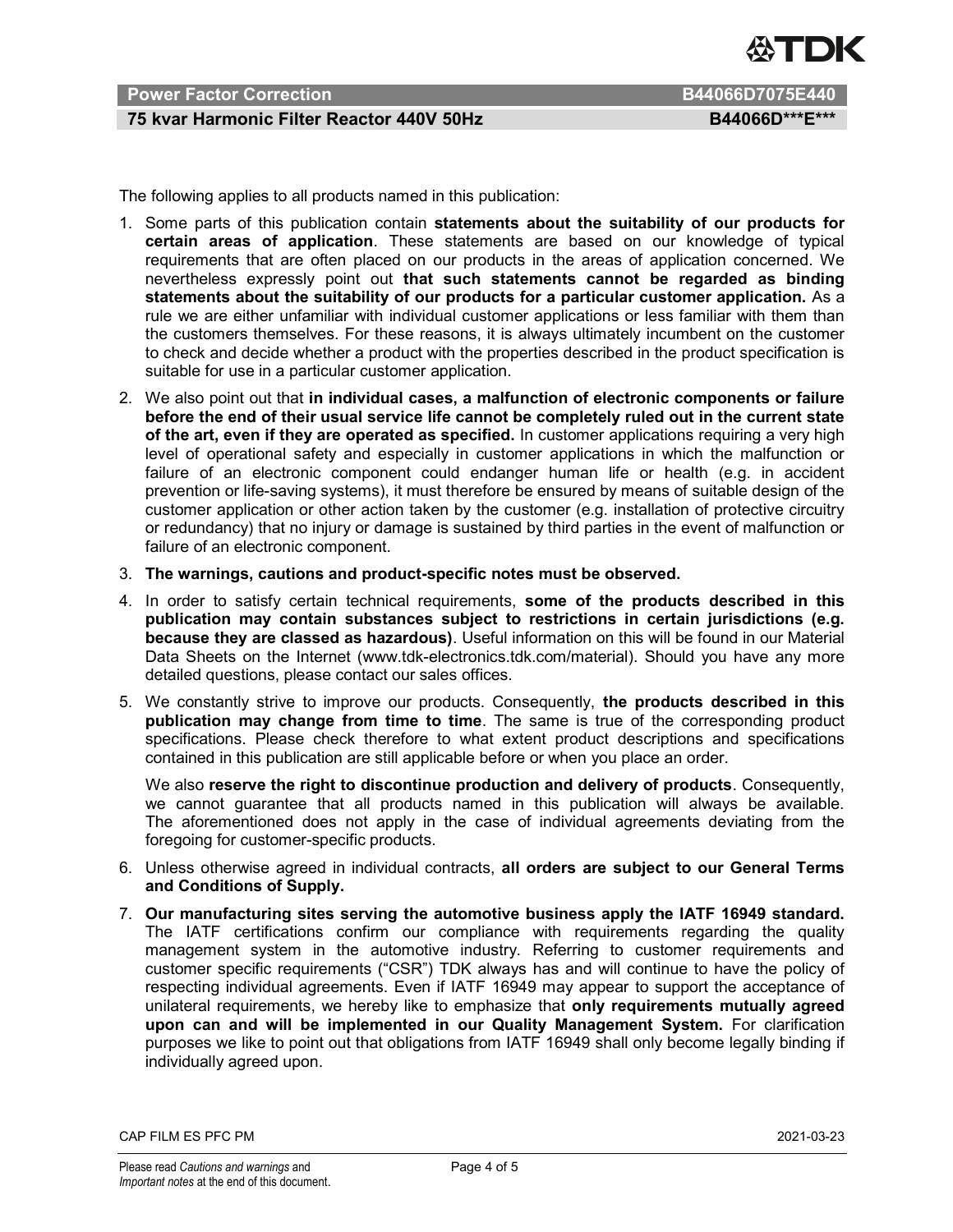The following applies to all products named in this publication:

1. Some parts of this publication contain **statements about the suitability of our products for certain areas of application**. These statements are based on our knowledge of typical requirements that are often placed on our products in the areas of application concerned. We nevertheless expressly point out **that such statements cannot be regarded as binding statements about the suitability of our products for a particular customer application.** As a rule we are either unfamiliar with individual customer applications or less familiar with them than the customers themselves. For these reasons, it is always ultimately incumbent on the customer to check and decide whether a product with the properties described in the product specification is suitable for use in a particular customer application.
2. We also point out that **in individual cases, a malfunction of electronic components or failure before the end of their usual service life cannot be completely ruled out in the current state of the art, even if they are operated as specified.** In customer applications requiring a very high level of operational safety and especially in customer applications in which the malfunction or failure of an electronic component could endanger human life or health (e.g. in accident prevention or life-saving systems), it must therefore be ensured by means of suitable design of the customer application or other action taken by the customer (e.g. installation of protective circuitry or redundancy) that no injury or damage is sustained by third parties in the event of malfunction or failure of an electronic component.
3. **The warnings, cautions and product-specific notes must be observed.**
4. In order to satisfy certain technical requirements, **some of the products described in this publication may contain substances subject to restrictions in certain jurisdictions (e.g. because they are classed as hazardous)**. Useful information on this will be found in our Material Data Sheets on the Internet (www.tdk-electronics.tdk.com/material). Should you have any more detailed questions, please contact our sales offices.
5. We constantly strive to improve our products. Consequently, **the products described in this publication may change from time to time**. The same is true of the corresponding product specifications. Please check therefore to what extent product descriptions and specifications contained in this publication are still applicable before or when you place an order.

   We also **reserve the right to discontinue production and delivery of products**. Consequently, we cannot guarantee that all products named in this publication will always be available. The aforementioned does not apply in the case of individual agreements deviating from the foregoing for customer-specific products.
6. Unless otherwise agreed in individual contracts, **all orders are subject to our General Terms and Conditions of Supply.**
7. **Our manufacturing sites serving the automotive business apply the IATF 16949 standard.** The IATF certifications confirm our compliance with requirements regarding the quality management system in the automotive industry. Referring to customer requirements and customer specific requirements ("CSR") TDK always has and will continue to have the policy of respecting individual agreements. Even if IATF 16949 may appear to support the acceptance of unilateral requirements, we hereby like to emphasize that **only requirements mutually agreed upon can and will be implemented in our Quality Management System.** For clarification purposes we like to point out that obligations from IATF 16949 shall only become legally binding if individually agreed upon.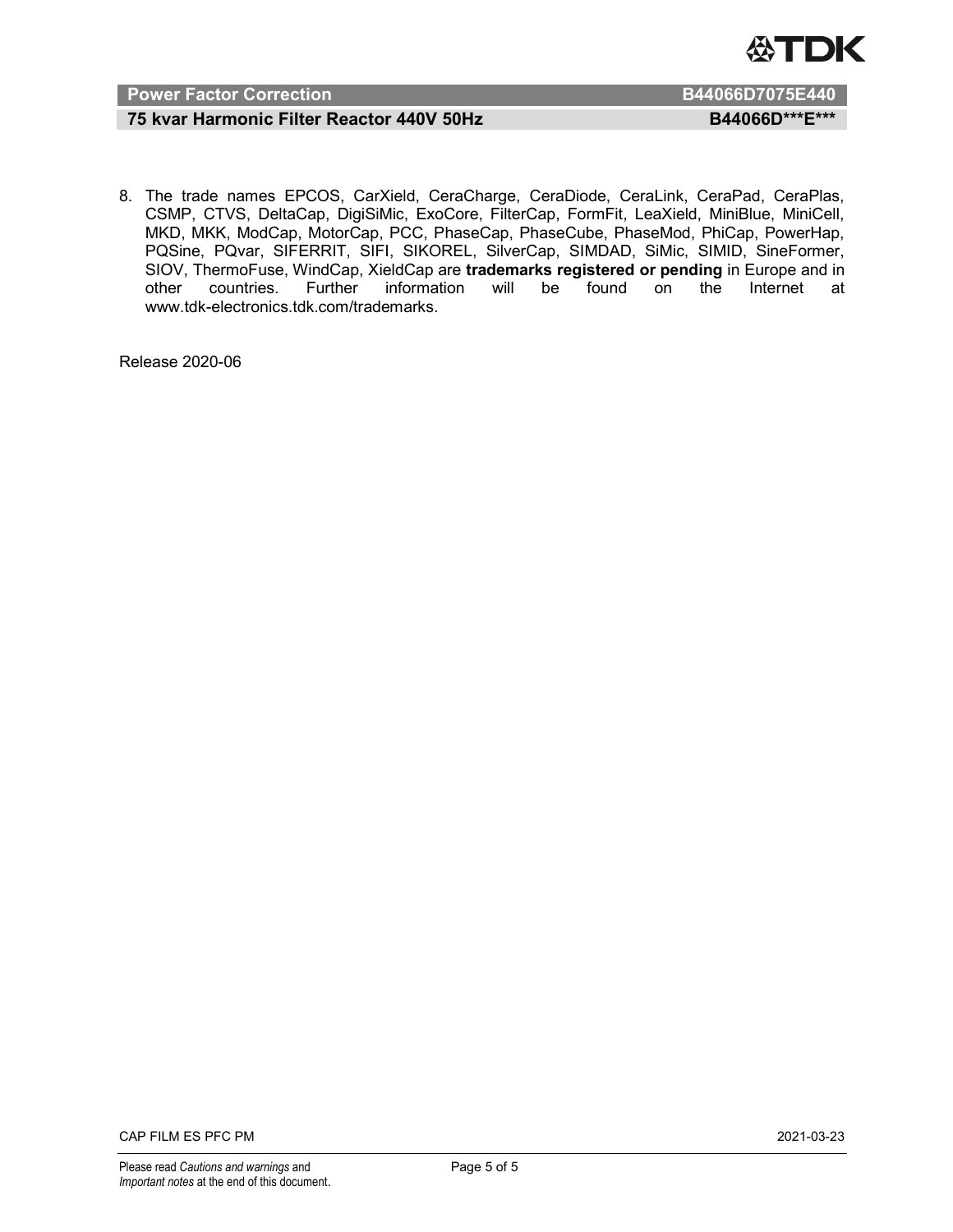8. The trade names EPCOS, CarXield, CeraCharge, CeraDiode, CeraLink, CeraPad, CeraPlas, CSMP, CTVS, DeltaCap, DigiSiMic, ExoCore, FilterCap, FormFit, LeaXield, MiniBlue, MiniCell, MKD, MKK, ModCap, MotorCap, PCC, PhaseCap, PhaseCube, PhaseMod, PhiCap, PowerHap, PQSine, PQvar, SIFERRIT, SIFI, SIKOREL, SilverCap, SIMDAD, SiMic, SIMID, SineFormer, SIOV, ThermoFuse, WindCap, XieldCap are **trademarks registered or pending** in Europe and in other countries. Further information will be found on the Internet at www.tdk-electronics.tdk.com/trademarks.

Release 2020-06